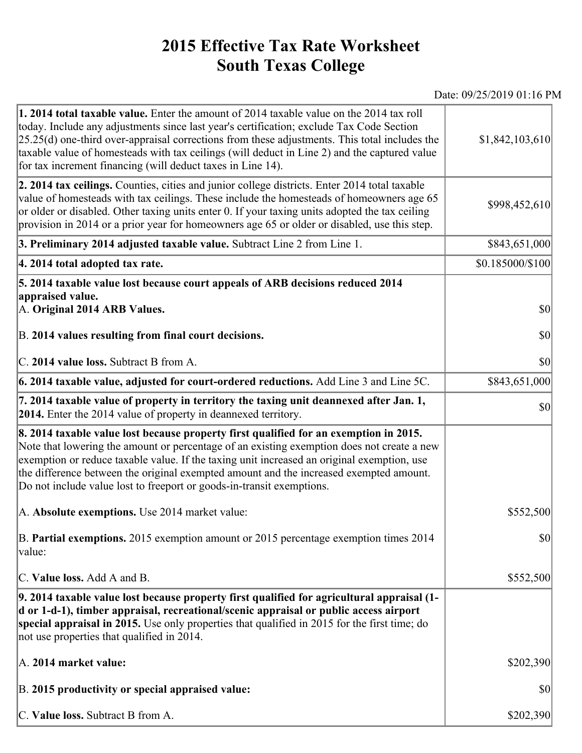# 2015 Effective Tax Rate Worksheet
# South Texas College

Date: 09/25/2019 01:16 PM

| Description | Value |
|---|---|
| **1. 2014 total taxable value.** Enter the amount of 2014 taxable value on the 2014 tax roll today. Include any adjustments since last year's certification; exclude Tax Code Section 25.25(d) one-third over-appraisal corrections from these adjustments. This total includes the taxable value of homesteads with tax ceilings (will deduct in Line 2) and the captured value for tax increment financing (will deduct taxes in Line 14). | $1,842,103,610 |
| **2. 2014 tax ceilings.** Counties, cities and junior college districts. Enter 2014 total taxable value of homesteads with tax ceilings. These include the homesteads of homeowners age 65 or older or disabled. Other taxing units enter 0. If your taxing units adopted the tax ceiling provision in 2014 or a prior year for homeowners age 65 or older or disabled, use this step. | $998,452,610 |
| **3. Preliminary 2014 adjusted taxable value.** Subtract Line 2 from Line 1. | $843,651,000 |
| **4. 2014 total adopted tax rate.** | $0.185000/$100 |
| **5. 2014 taxable value lost because court appeals of ARB decisions reduced 2014 appraised value.** | |
| A. **Original 2014 ARB Values.** | $0 |
| B. **2014 values resulting from final court decisions.** | $0 |
| C. **2014 value loss.** Subtract B from A. | $0 |
| **6. 2014 taxable value, adjusted for court-ordered reductions.** Add Line 3 and Line 5C. | $843,651,000 |
| **7. 2014 taxable value of property in territory the taxing unit deannexed after Jan. 1, 2014.** Enter the 2014 value of property in deannexed territory. | $0 |
| **8. 2014 taxable value lost because property first qualified for an exemption in 2015.** Note that lowering the amount or percentage of an existing exemption does not create a new exemption or reduce taxable value. If the taxing unit increased an original exemption, use the difference between the original exempted amount and the increased exempted amount. Do not include value lost to freeport or goods-in-transit exemptions. | |
| A. **Absolute exemptions.** Use 2014 market value: | $552,500 |
| B. **Partial exemptions.** 2015 exemption amount or 2015 percentage exemption times 2014 value: | $0 |
| C. **Value loss.** Add A and B. | $552,500 |
| **9. 2014 taxable value lost because property first qualified for agricultural appraisal (1-d or 1-d-1), timber appraisal, recreational/scenic appraisal or public access airport special appraisal in 2015.** Use only properties that qualified in 2015 for the first time; do not use properties that qualified in 2014. | |
| A. **2014 market value:** | $202,390 |
| B. **2015 productivity or special appraised value:** | $0 |
| C. **Value loss.** Subtract B from A. | $202,390 |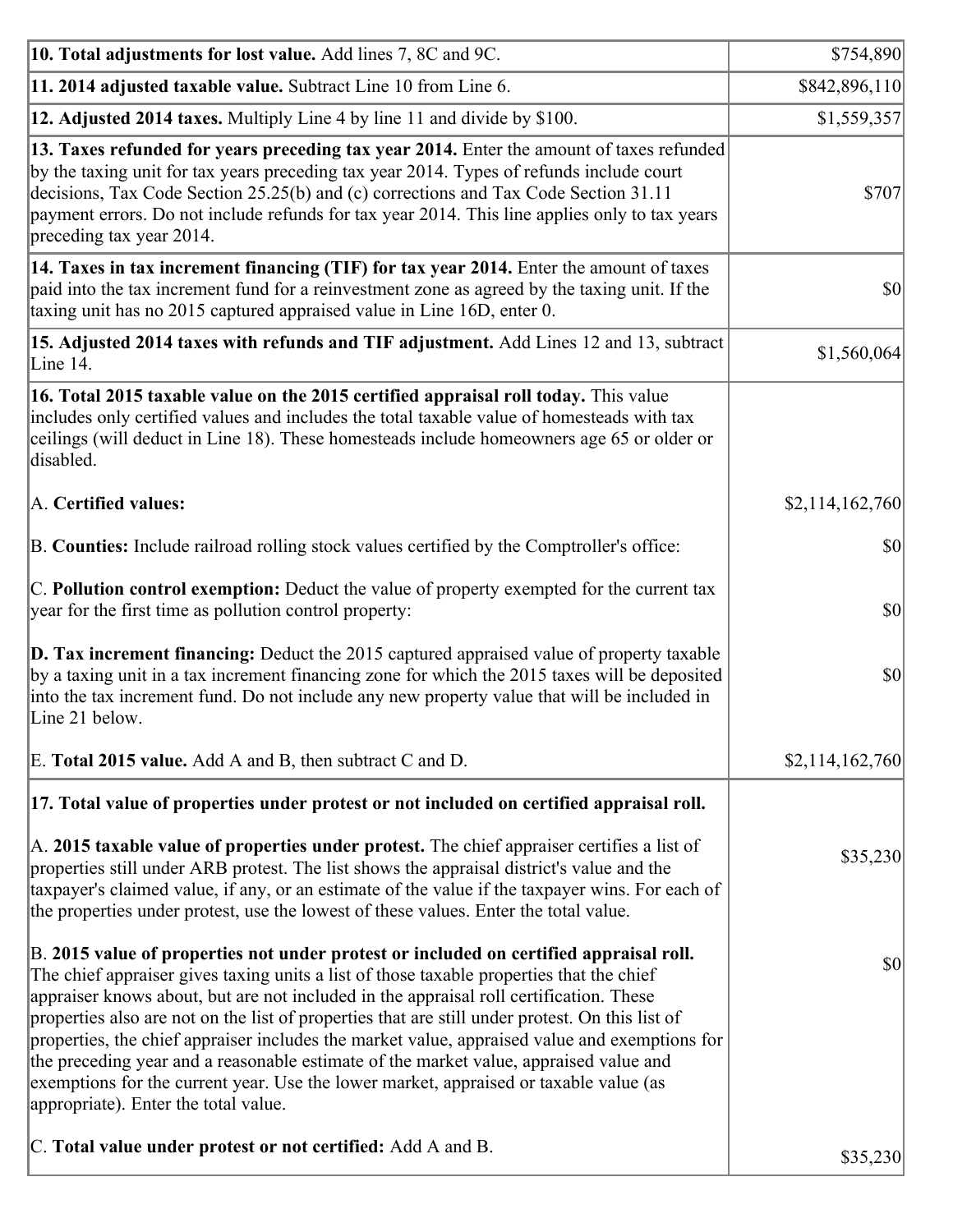| | |
|---|---|
| **10. Total adjustments for lost value.** Add lines 7, 8C and 9C. | $754,890 |
| **11. 2014 adjusted taxable value.** Subtract Line 10 from Line 6. | $842,896,110 |
| **12. Adjusted 2014 taxes.** Multiply Line 4 by line 11 and divide by $100. | $1,559,357 |
| **13. Taxes refunded for years preceding tax year 2014.** Enter the amount of taxes refunded by the taxing unit for tax years preceding tax year 2014. Types of refunds include court decisions, Tax Code Section 25.25(b) and (c) corrections and Tax Code Section 31.11 payment errors. Do not include refunds for tax year 2014. This line applies only to tax years preceding tax year 2014. | $707 |
| **14. Taxes in tax increment financing (TIF) for tax year 2014.** Enter the amount of taxes paid into the tax increment fund for a reinvestment zone as agreed by the taxing unit. If the taxing unit has no 2015 captured appraised value in Line 16D, enter 0. | $0 |
| **15. Adjusted 2014 taxes with refunds and TIF adjustment.** Add Lines 12 and 13, subtract Line 14. | $1,560,064 |
| **16. Total 2015 taxable value on the 2015 certified appraisal roll today.** This value includes only certified values and includes the total taxable value of homesteads with tax ceilings (will deduct in Line 18). These homesteads include homeowners age 65 or older or disabled. | |
| A. **Certified values:** | $2,114,162,760 |
| B. **Counties:** Include railroad rolling stock values certified by the Comptroller's office: | $0 |
| C. **Pollution control exemption:** Deduct the value of property exempted for the current tax year for the first time as pollution control property: | $0 |
| **D. Tax increment financing:** Deduct the 2015 captured appraised value of property taxable by a taxing unit in a tax increment financing zone for which the 2015 taxes will be deposited into the tax increment fund. Do not include any new property value that will be included in Line 21 below. | $0 |
| E. **Total 2015 value.** Add A and B, then subtract C and D. | $2,114,162,760 |
| **17. Total value of properties under protest or not included on certified appraisal roll.** | |
| A. **2015 taxable value of properties under protest.** The chief appraiser certifies a list of properties still under ARB protest. The list shows the appraisal district's value and the taxpayer's claimed value, if any, or an estimate of the value if the taxpayer wins. For each of the properties under protest, use the lowest of these values. Enter the total value. | $35,230 |
| B. **2015 value of properties not under protest or included on certified appraisal roll.** The chief appraiser gives taxing units a list of those taxable properties that the chief appraiser knows about, but are not included in the appraisal roll certification. These properties also are not on the list of properties that are still under protest. On this list of properties, the chief appraiser includes the market value, appraised value and exemptions for the preceding year and a reasonable estimate of the market value, appraised value and exemptions for the current year. Use the lower market, appraised or taxable value (as appropriate). Enter the total value. | $0 |
| C. **Total value under protest or not certified:** Add A and B. | $35,230 |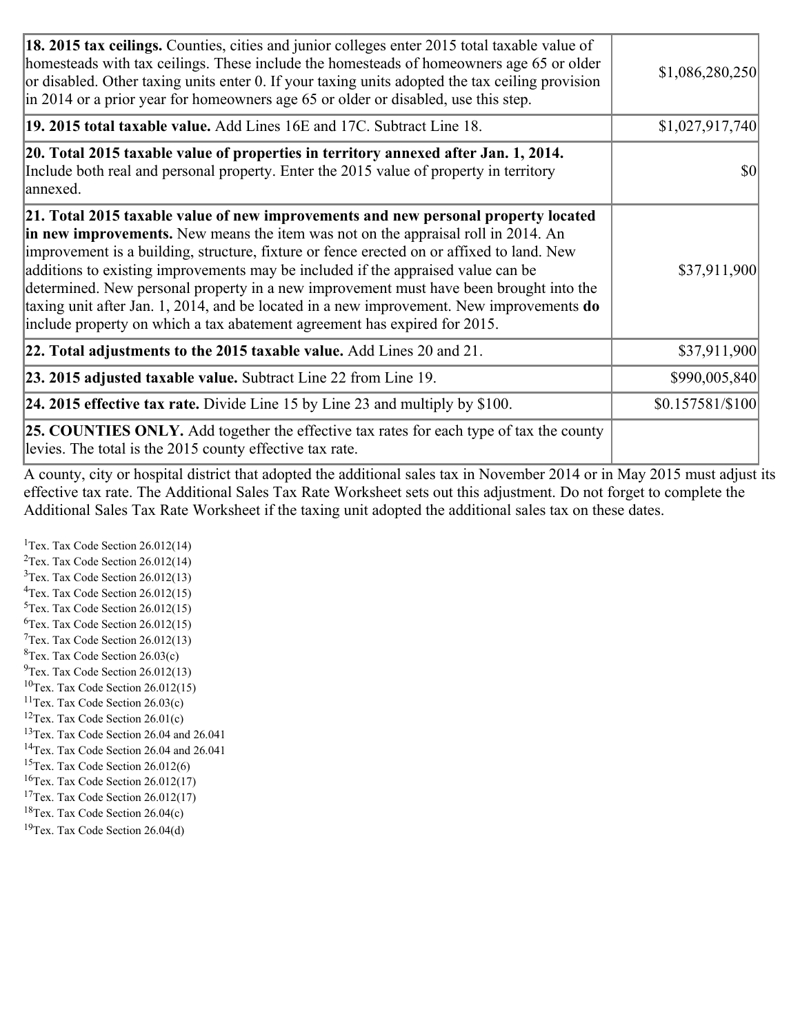| | |
|---|---|
| **18. 2015 tax ceilings.** Counties, cities and junior colleges enter 2015 total taxable value of homesteads with tax ceilings. These include the homesteads of homeowners age 65 or older or disabled. Other taxing units enter 0. If your taxing units adopted the tax ceiling provision in 2014 or a prior year for homeowners age 65 or older or disabled, use this step. | $1,086,280,250 |
| **19. 2015 total taxable value.** Add Lines 16E and 17C. Subtract Line 18. | $1,027,917,740 |
| **20. Total 2015 taxable value of properties in territory annexed after Jan. 1, 2014.** Include both real and personal property. Enter the 2015 value of property in territory annexed. | $0 |
| **21. Total 2015 taxable value of new improvements and new personal property located in new improvements.** New means the item was not on the appraisal roll in 2014. An improvement is a building, structure, fixture or fence erected on or affixed to land. New additions to existing improvements may be included if the appraised value can be determined. New personal property in a new improvement must have been brought into the taxing unit after Jan. 1, 2014, and be located in a new improvement. New improvements **do** include property on which a tax abatement agreement has expired for 2015. | $37,911,900 |
| **22. Total adjustments to the 2015 taxable value.** Add Lines 20 and 21. | $37,911,900 |
| **23. 2015 adjusted taxable value.** Subtract Line 22 from Line 19. | $990,005,840 |
| **24. 2015 effective tax rate.** Divide Line 15 by Line 23 and multiply by $100. | $0.157581/$100 |
| **25. COUNTIES ONLY.** Add together the effective tax rates for each type of tax the county levies. The total is the 2015 county effective tax rate. | |

A county, city or hospital district that adopted the additional sales tax in November 2014 or in May 2015 must adjust its effective tax rate. The Additional Sales Tax Rate Worksheet sets out this adjustment. Do not forget to complete the Additional Sales Tax Rate Worksheet if the taxing unit adopted the additional sales tax on these dates.

[1]Tex. Tax Code Section 26.012(14)
[2]Tex. Tax Code Section 26.012(14)
[3]Tex. Tax Code Section 26.012(13)
[4]Tex. Tax Code Section 26.012(15)
[5]Tex. Tax Code Section 26.012(15)
[6]Tex. Tax Code Section 26.012(15)
[7]Tex. Tax Code Section 26.012(13)
[8]Tex. Tax Code Section 26.03(c)
[9]Tex. Tax Code Section 26.012(13)
[10]Tex. Tax Code Section 26.012(15)
[11]Tex. Tax Code Section 26.03(c)
[12]Tex. Tax Code Section 26.01(c)
[13]Tex. Tax Code Section 26.04 and 26.041
[14]Tex. Tax Code Section 26.04 and 26.041
[15]Tex. Tax Code Section 26.012(6)
[16]Tex. Tax Code Section 26.012(17)
[17]Tex. Tax Code Section 26.012(17)
[18]Tex. Tax Code Section 26.04(c)
[19]Tex. Tax Code Section 26.04(d)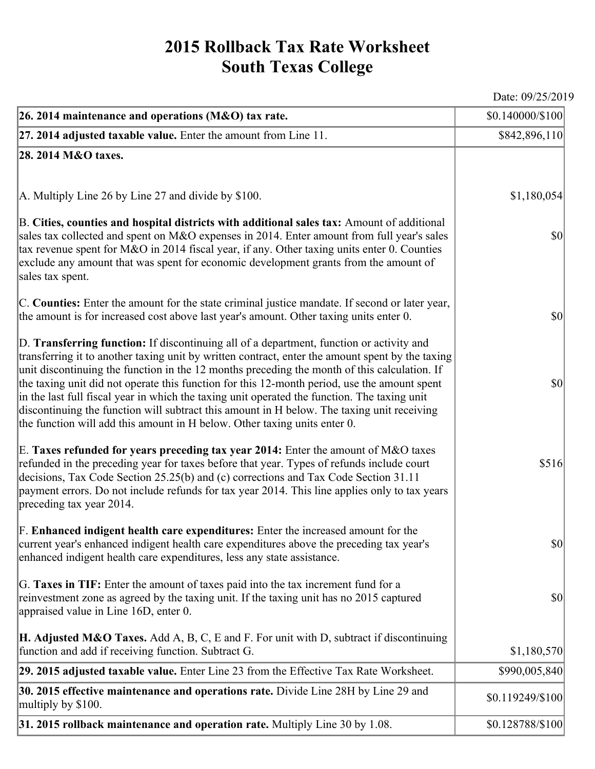# 2015 Rollback Tax Rate Worksheet
# South Texas College

Date: 09/25/2019

| | |
|---|---|
| **26. 2014 maintenance and operations (M&O) tax rate.** | $0.140000/$100 |
| **27. 2014 adjusted taxable value.** Enter the amount from Line 11. | $842,896,110 |
| **28. 2014 M&O taxes.** | |
| A. Multiply Line 26 by Line 27 and divide by $100. | $1,180,054 |
| B. **Cities, counties and hospital districts with additional sales tax:** Amount of additional sales tax collected and spent on M&O expenses in 2014. Enter amount from full year's sales tax revenue spent for M&O in 2014 fiscal year, if any. Other taxing units enter 0. Counties exclude any amount that was spent for economic development grants from the amount of sales tax spent. | $0 |
| C. **Counties:** Enter the amount for the state criminal justice mandate. If second or later year, the amount is for increased cost above last year's amount. Other taxing units enter 0. | $0 |
| D. **Transferring function:** If discontinuing all of a department, function or activity and transferring it to another taxing unit by written contract, enter the amount spent by the taxing unit discontinuing the function in the 12 months preceding the month of this calculation. If the taxing unit did not operate this function for this 12-month period, use the amount spent in the last full fiscal year in which the taxing unit operated the function. The taxing unit discontinuing the function will subtract this amount in H below. The taxing unit receiving the function will add this amount in H below. Other taxing units enter 0. | $0 |
| E. **Taxes refunded for years preceding tax year 2014:** Enter the amount of M&O taxes refunded in the preceding year for taxes before that year. Types of refunds include court decisions, Tax Code Section 25.25(b) and (c) corrections and Tax Code Section 31.11 payment errors. Do not include refunds for tax year 2014. This line applies only to tax years preceding tax year 2014. | $516 |
| F. **Enhanced indigent health care expenditures:** Enter the increased amount for the current year's enhanced indigent health care expenditures above the preceding tax year's enhanced indigent health care expenditures, less any state assistance. | $0 |
| G. **Taxes in TIF:** Enter the amount of taxes paid into the tax increment fund for a reinvestment zone as agreed by the taxing unit. If the taxing unit has no 2015 captured appraised value in Line 16D, enter 0. | $0 |
| **H. Adjusted M&O Taxes.** Add A, B, C, E and F. For unit with D, subtract if discontinuing function and add if receiving function. Subtract G. | $1,180,570 |
| **29. 2015 adjusted taxable value.** Enter Line 23 from the Effective Tax Rate Worksheet. | $990,005,840 |
| **30. 2015 effective maintenance and operations rate.** Divide Line 28H by Line 29 and multiply by $100. | $0.119249/$100 |
| **31. 2015 rollback maintenance and operation rate.** Multiply Line 30 by 1.08. | $0.128788/$100 |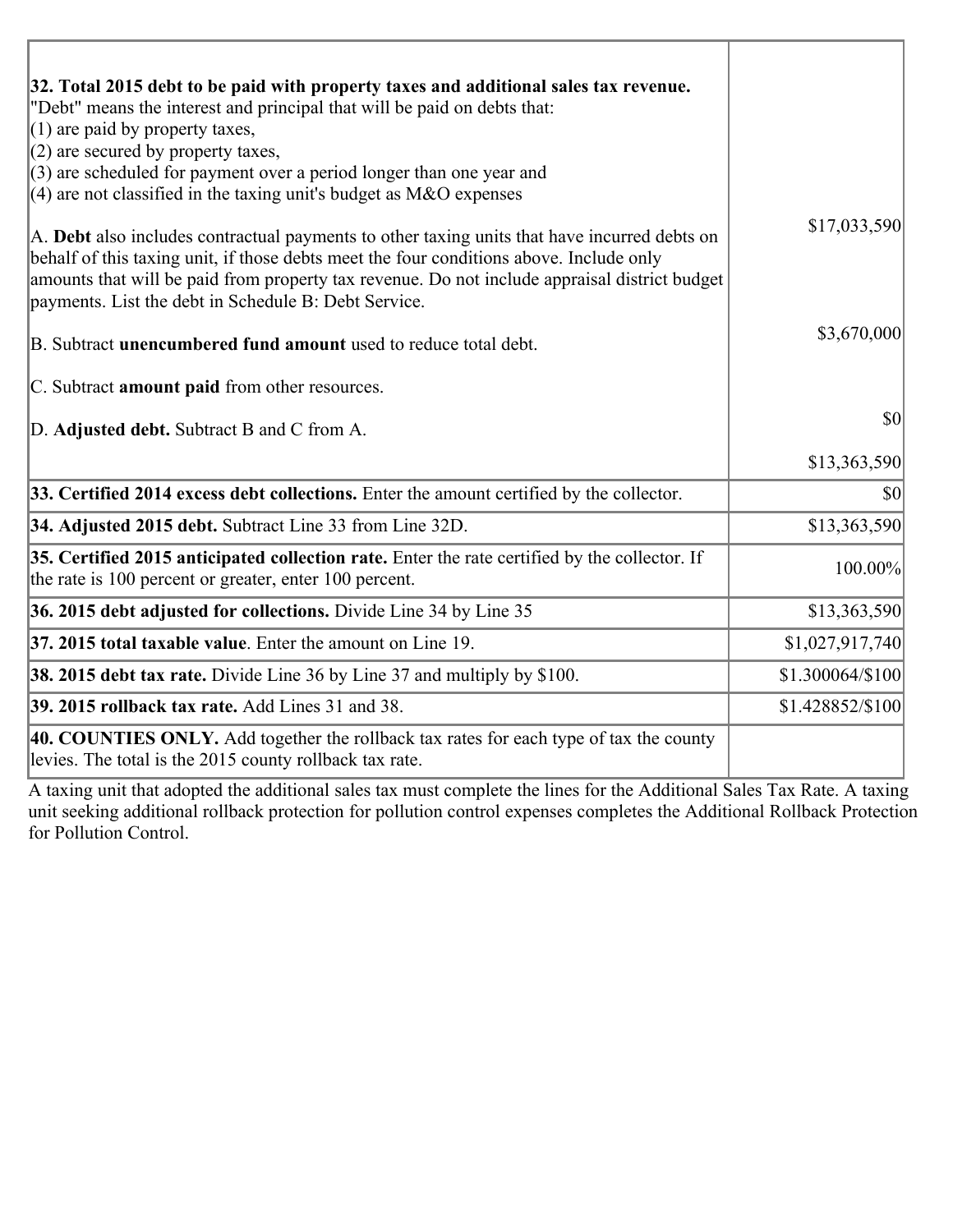| | |
|---|---|
| **32. Total 2015 debt to be paid with property taxes and additional sales tax revenue.**<br>"Debt" means the interest and principal that will be paid on debts that:<br>(1) are paid by property taxes,<br>(2) are secured by property taxes,<br>(3) are scheduled for payment over a period longer than one year and<br>(4) are not classified in the taxing unit's budget as M&O expenses<br><br>A. **Debt** also includes contractual payments to other taxing units that have incurred debts on behalf of this taxing unit, if those debts meet the four conditions above. Include only amounts that will be paid from property tax revenue. Do not include appraisal district budget payments. List the debt in Schedule B: Debt Service.<br><br>B. Subtract **unencumbered fund amount** used to reduce total debt.<br><br>C. Subtract **amount paid** from other resources.<br><br>D. **Adjusted debt.** Subtract B and C from A. | $17,033,590<br><br>$3,670,000<br><br>$0<br><br>$13,363,590 |
| **33. Certified 2014 excess debt collections.** Enter the amount certified by the collector. | $0 |
| **34. Adjusted 2015 debt.** Subtract Line 33 from Line 32D. | $13,363,590 |
| **35. Certified 2015 anticipated collection rate.** Enter the rate certified by the collector. If the rate is 100 percent or greater, enter 100 percent. | 100.00% |
| **36. 2015 debt adjusted for collections.** Divide Line 34 by Line 35 | $13,363,590 |
| **37. 2015 total taxable value**. Enter the amount on Line 19. | $1,027,917,740 |
| **38. 2015 debt tax rate.** Divide Line 36 by Line 37 and multiply by $100. | $1.300064/$100 |
| **39. 2015 rollback tax rate.** Add Lines 31 and 38. | $1.428852/$100 |
| **40. COUNTIES ONLY.** Add together the rollback tax rates for each type of tax the county levies. The total is the 2015 county rollback tax rate. | |

A taxing unit that adopted the additional sales tax must complete the lines for the Additional Sales Tax Rate. A taxing unit seeking additional rollback protection for pollution control expenses completes the Additional Rollback Protection for Pollution Control.